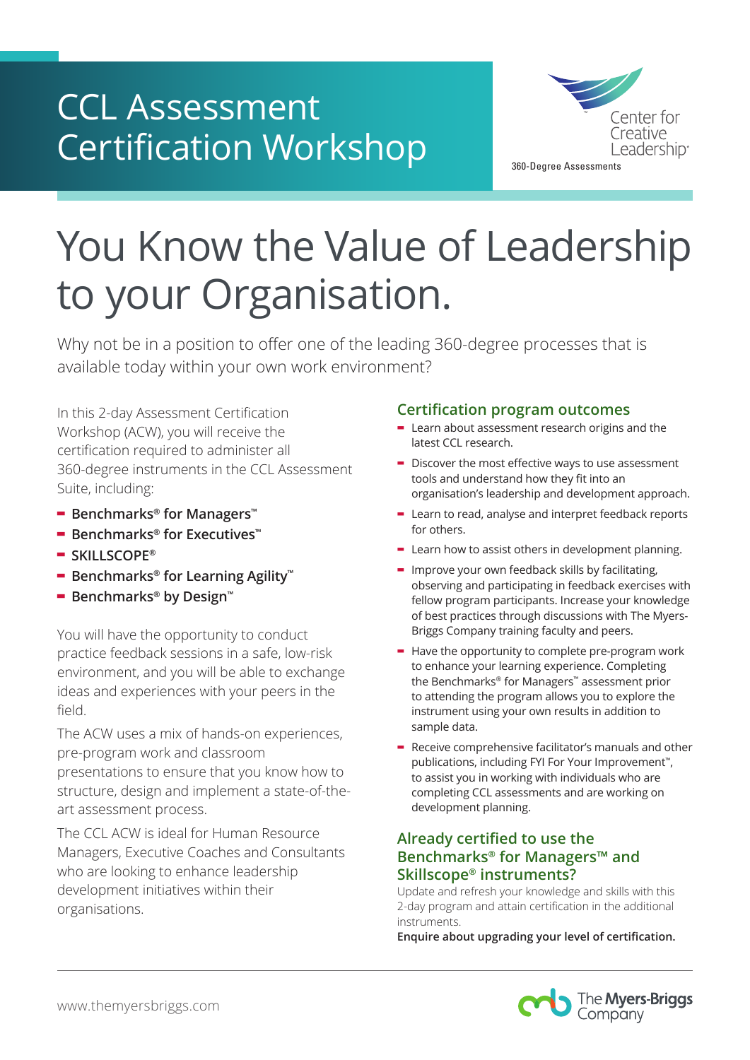# CCL Assessment Certification Workshop

Center for Creative Leadership

360-Degree Assessments

## You Know the Value of Leadership to your Organisation.

Why not be in a position to offer one of the leading 360-degree processes that is available today within your own work environment?

In this 2-day Assessment Certification Workshop (ACW), you will receive the certification required to administer all 360-degree instruments in the CCL Assessment Suite, including:

- **Benchmarks® for Managers™**
- **Benchmarks® for Executives™**
- **SKILLSCOPE®**
- **Benchmarks® for Learning Agility™**
- **Benchmarks® by Design™**

You will have the opportunity to conduct practice feedback sessions in a safe, low-risk environment, and you will be able to exchange ideas and experiences with your peers in the field.

The ACW uses a mix of hands-on experiences, pre-program work and classroom presentations to ensure that you know how to structure, design and implement a state-of-the-art assessment process.

The CCL ACW is ideal for Human Resource Managers, Executive Coaches and Consultants who are looking to enhance leadership development initiatives within their organisations.

### Certification program outcomes

- Learn about assessment research origins and the latest CCL research.
- Discover the most effective ways to use assessment tools and understand how they fit into an organisation's leadership and development approach.
- Learn to read, analyse and interpret feedback reports for others.
- Learn how to assist others in development planning.
- Improve your own feedback skills by facilitating, observing and participating in feedback exercises with fellow program participants. Increase your knowledge of best practices through discussions with The Myers-Briggs Company training faculty and peers.
- Have the opportunity to complete pre-program work to enhance your learning experience. Completing the Benchmarks® for Managers™ assessment prior to attending the program allows you to explore the instrument using your own results in addition to sample data.
- Receive comprehensive facilitator's manuals and other publications, including FYI For Your Improvement™, to assist you in working with individuals who are completing CCL assessments and are working on development planning.

### Already certified to use the Benchmarks® for Managers™ and Skillscope® instruments?

Update and refresh your knowledge and skills with this 2-day program and attain certification in the additional instruments.

**Enquire about upgrading your level of certification.**

www.themyersbriggs.com

The Myers-Briggs Company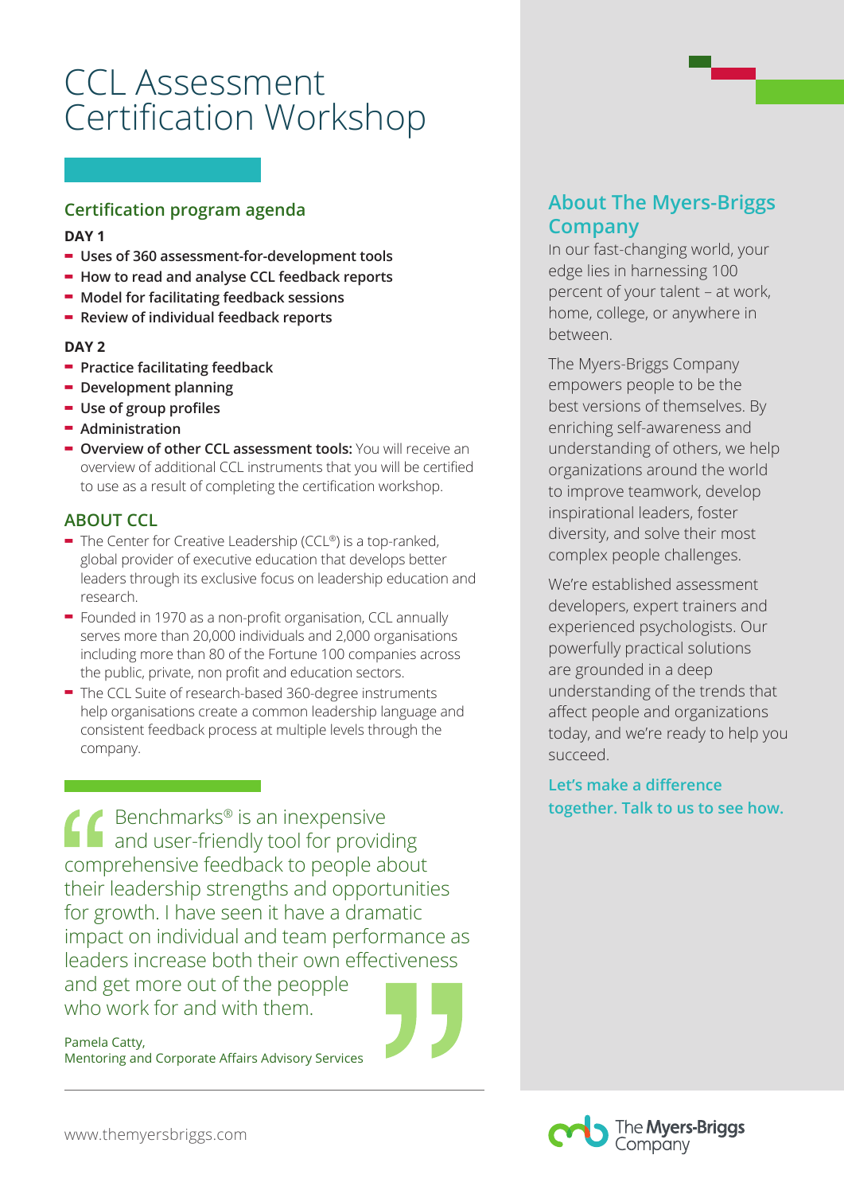# CCL Assessment Certification Workshop

## Certification program agenda

**DAY 1**

- **Uses of 360 assessment-for-development tools**
- **How to read and analyse CCL feedback reports**
- **Model for facilitating feedback sessions**
- **Review of individual feedback reports**

**DAY 2**

- **Practice facilitating feedback**
- **Development planning**
- **Use of group profiles**
- **Administration**
- **Overview of other CCL assessment tools:** You will receive an overview of additional CCL instruments that you will be certified to use as a result of completing the certification workshop.

## ABOUT CCL

- The Center for Creative Leadership (CCL®) is a top-ranked, global provider of executive education that develops better leaders through its exclusive focus on leadership education and research.
- Founded in 1970 as a non-profit organisation, CCL annually serves more than 20,000 individuals and 2,000 organisations including more than 80 of the Fortune 100 companies across the public, private, non profit and education sectors.
- The CCL Suite of research-based 360-degree instruments help organisations create a common leadership language and consistent feedback process at multiple levels through the company.

> "Benchmarks® is an inexpensive and user-friendly tool for providing comprehensive feedback to people about their leadership strengths and opportunities for growth. I have seen it have a dramatic impact on individual and team performance as leaders increase both their own effectiveness and get more out of the peopple who work for and with them."
>
> Pamela Catty,
> Mentoring and Corporate Affairs Advisory Services

## About The Myers-Briggs Company

In our fast-changing world, your edge lies in harnessing 100 percent of your talent – at work, home, college, or anywhere in between.

The Myers-Briggs Company empowers people to be the best versions of themselves. By enriching self-awareness and understanding of others, we help organizations around the world to improve teamwork, develop inspirational leaders, foster diversity, and solve their most complex people challenges.

We're established assessment developers, expert trainers and experienced psychologists. Our powerfully practical solutions are grounded in a deep understanding of the trends that affect people and organizations today, and we're ready to help you succeed.

**Let's make a difference together. Talk to us to see how.**

www.themyersbriggs.com

The Myers-Briggs Company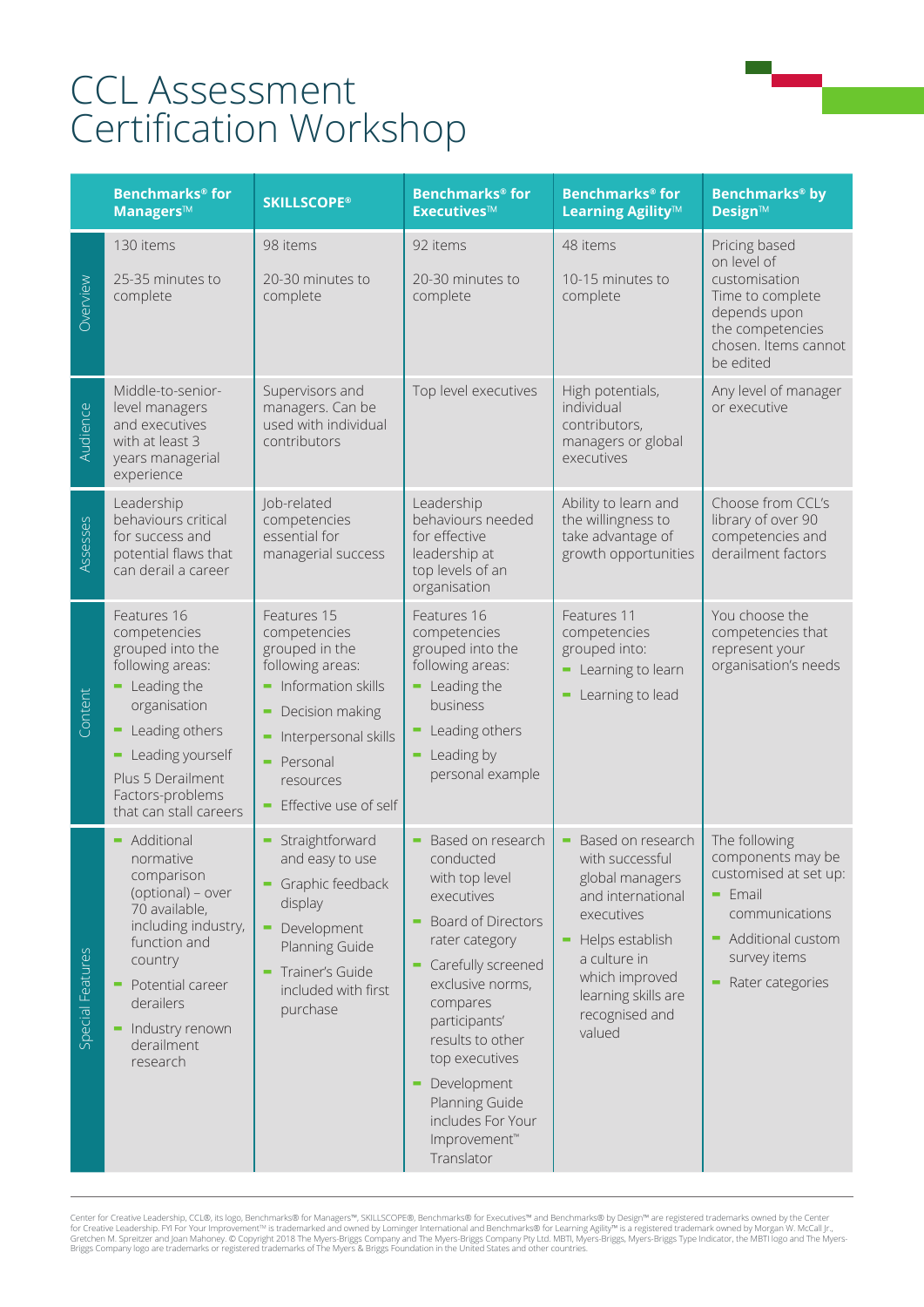# CCL Assessment Certification Workshop

| | Benchmarks® for Managers™ | SKILLSCOPE® | Benchmarks® for Executives™ | Benchmarks® for Learning Agility™ | Benchmarks® by Design™ |
|---|---|---|---|---|---|
| Overview | 130 items<br><br>25-35 minutes to complete | 98 items<br><br>20-30 minutes to complete | 92 items<br><br>20-30 minutes to complete | 48 items<br><br>10-15 minutes to complete | Pricing based on level of customisation Time to complete depends upon the competencies chosen. Items cannot be edited |
| Audience | Middle-to-senior-level managers and executives with at least 3 years managerial experience | Supervisors and managers. Can be used with individual contributors | Top level executives | High potentials, individual contributors, managers or global executives | Any level of manager or executive |
| Assesses | Leadership behaviours critical for success and potential flaws that can derail a career | Job-related competencies essential for managerial success | Leadership behaviours needed for effective leadership at top levels of an organisation | Ability to learn and the willingness to take advantage of growth opportunities | Choose from CCL's library of over 90 competencies and derailment factors |
| Content | Features 16 competencies grouped into the following areas:<br>- Leading the organisation<br>- Leading others<br>- Leading yourself<br>Plus 5 Derailment Factors-problems that can stall careers | Features 15 competencies grouped in the following areas:<br>- Information skills<br>- Decision making<br>- Interpersonal skills<br>- Personal resources<br>- Effective use of self | Features 16 competencies grouped into the following areas:<br>- Leading the business<br>- Leading others<br>- Leading by personal example | Features 11 competencies grouped into:<br>- Learning to learn<br>- Learning to lead | You choose the competencies that represent your organisation's needs |
| Special Features | - Additional normative comparison (optional) – over 70 available, including industry, function and country<br>- Potential career derailers<br>- Industry renown derailment research | - Straightforward and easy to use<br>- Graphic feedback display<br>- Development Planning Guide<br>- Trainer's Guide included with first purchase | - Based on research conducted with top level executives<br>- Board of Directors rater category<br>- Carefully screened exclusive norms, compares participants' results to other top executives<br>- Development Planning Guide includes For Your Improvement™ Translator | - Based on research with successful global managers and international executives<br>- Helps establish a culture in which improved learning skills are recognised and valued | The following components may be customised at set up:<br>- Email communications<br>- Additional custom survey items<br>- Rater categories |

Center for Creative Leadership, CCL®, its logo, Benchmarks® for Managers™, SKILLSCOPE®, Benchmarks® for Executives™ and Benchmarks® by Design™ are registered trademarks owned by the Center for Creative Leadership. FYI For Your Improvement™ is trademarked and owned by Lominger International and Benchmarks® for Learning Agility™ is a registered trademark owned by Morgan W. McCall Jr., Gretchen M. Spreitzer and Joan Mahoney. © Copyright 2018 The Myers-Briggs Company and The Myers-Briggs Company Pty Ltd. MBTI, Myers-Briggs, Myers-Briggs Type Indicator, the MBTI logo and The Myers-Briggs Company logo are trademarks or registered trademarks of The Myers & Briggs Foundation in the United States and other countries.